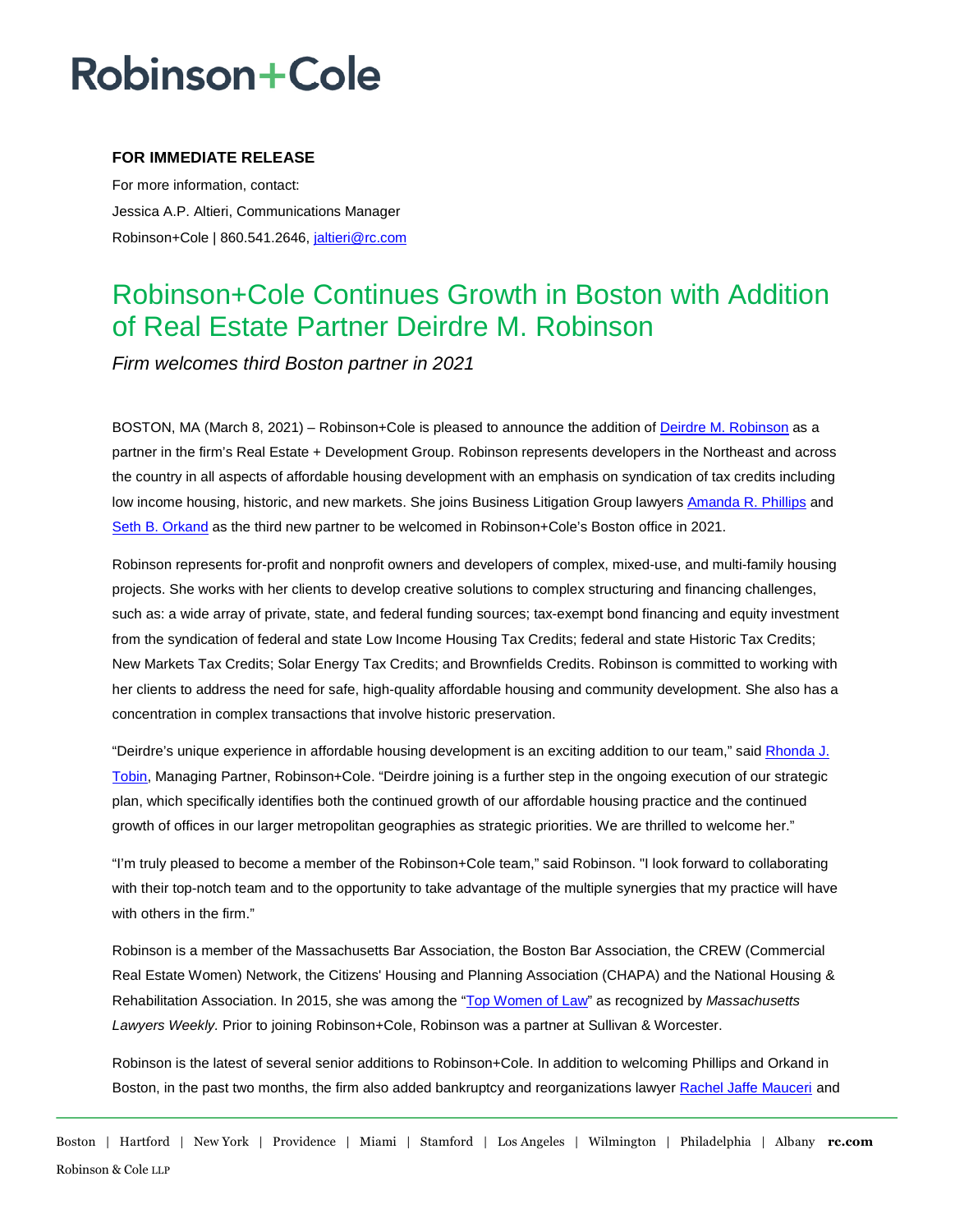# Robinson+Cole

**FOR IMMEDIATE RELEASE**

For more information, contact:

Jessica A.P. Altieri, Communications Manager

Robinson+Cole | 860.541.2646, jaltieri@rc.com

## Robinson+Cole Continues Growth in Boston with Addition of Real Estate Partner Deirdre M. Robinson

*Firm welcomes third Boston partner in 2021*

BOSTON, MA (March 8, 2021) – Robinson+Cole is pleased to announce the addition of Deirdre M. Robinson as a partner in the firm's Real Estate + Development Group. Robinson represents developers in the Northeast and across the country in all aspects of affordable housing development with an emphasis on syndication of tax credits including low income housing, historic, and new markets. She joins Business Litigation Group lawyers Amanda R. Phillips and Seth B. Orkand as the third new partner to be welcomed in Robinson+Cole's Boston office in 2021.

Robinson represents for-profit and nonprofit owners and developers of complex, mixed-use, and multi-family housing projects. She works with her clients to develop creative solutions to complex structuring and financing challenges, such as: a wide array of private, state, and federal funding sources; tax-exempt bond financing and equity investment from the syndication of federal and state Low Income Housing Tax Credits; federal and state Historic Tax Credits; New Markets Tax Credits; Solar Energy Tax Credits; and Brownfields Credits. Robinson is committed to working with her clients to address the need for safe, high-quality affordable housing and community development. She also has a concentration in complex transactions that involve historic preservation.

"Deirdre's unique experience in affordable housing development is an exciting addition to our team," said Rhonda J. Tobin, Managing Partner, Robinson+Cole. "Deirdre joining is a further step in the ongoing execution of our strategic plan, which specifically identifies both the continued growth of our affordable housing practice and the continued growth of offices in our larger metropolitan geographies as strategic priorities. We are thrilled to welcome her."

"I'm truly pleased to become a member of the Robinson+Cole team," said Robinson. "I look forward to collaborating with their top-notch team and to the opportunity to take advantage of the multiple synergies that my practice will have with others in the firm."

Robinson is a member of the Massachusetts Bar Association, the Boston Bar Association, the CREW (Commercial Real Estate Women) Network, the Citizens' Housing and Planning Association (CHAPA) and the National Housing & Rehabilitation Association. In 2015, she was among the "Top Women of Law" as recognized by *Massachusetts Lawyers Weekly.* Prior to joining Robinson+Cole, Robinson was a partner at Sullivan & Worcester.

Robinson is the latest of several senior additions to Robinson+Cole. In addition to welcoming Phillips and Orkand in Boston, in the past two months, the firm also added bankruptcy and reorganizations lawyer Rachel Jaffe Mauceri and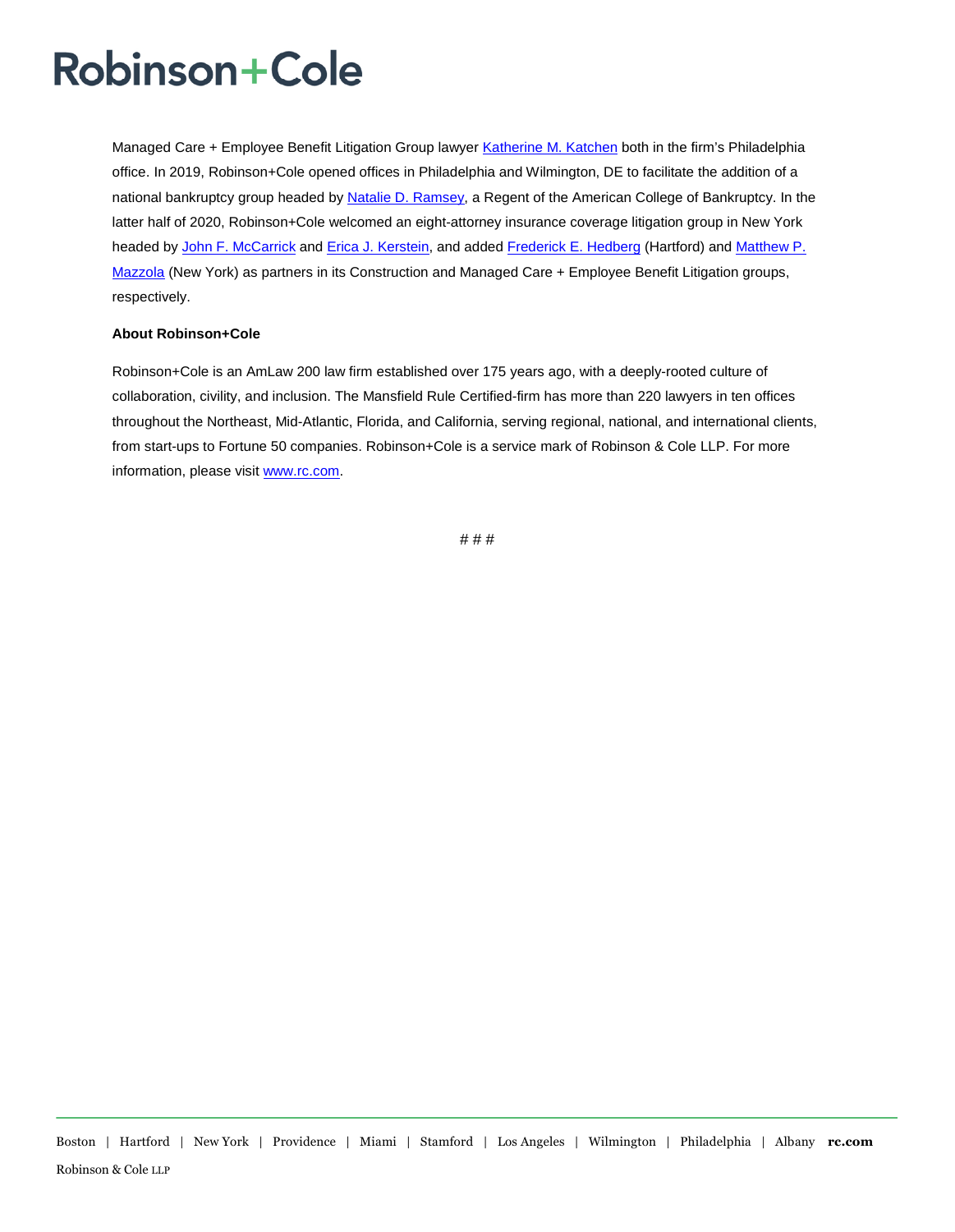Managed Care + Employee Benefit Litigation Group lawyer Katherine M. Katchen both in the firm's Philadelphia office. In 2019, Robinson+Cole opened offices in Philadelphia and Wilmington, DE to facilitate the addition of a national bankruptcy group headed by Natalie D. Ramsey, a Regent of the American College of Bankruptcy. In the latter half of 2020, Robinson+Cole welcomed an eight-attorney insurance coverage litigation group in New York headed by John F. McCarrick and Erica J. Kerstein, and added Frederick E. Hedberg (Hartford) and Matthew P. Mazzola (New York) as partners in its Construction and Managed Care + Employee Benefit Litigation groups, respectively.

**About Robinson+Cole**

Robinson+Cole is an AmLaw 200 law firm established over 175 years ago, with a deeply-rooted culture of collaboration, civility, and inclusion. The Mansfield Rule Certified-firm has more than 220 lawyers in ten offices throughout the Northeast, Mid-Atlantic, Florida, and California, serving regional, national, and international clients, from start-ups to Fortune 50 companies. Robinson+Cole is a service mark of Robinson & Cole LLP. For more information, please visit www.rc.com.

# # #